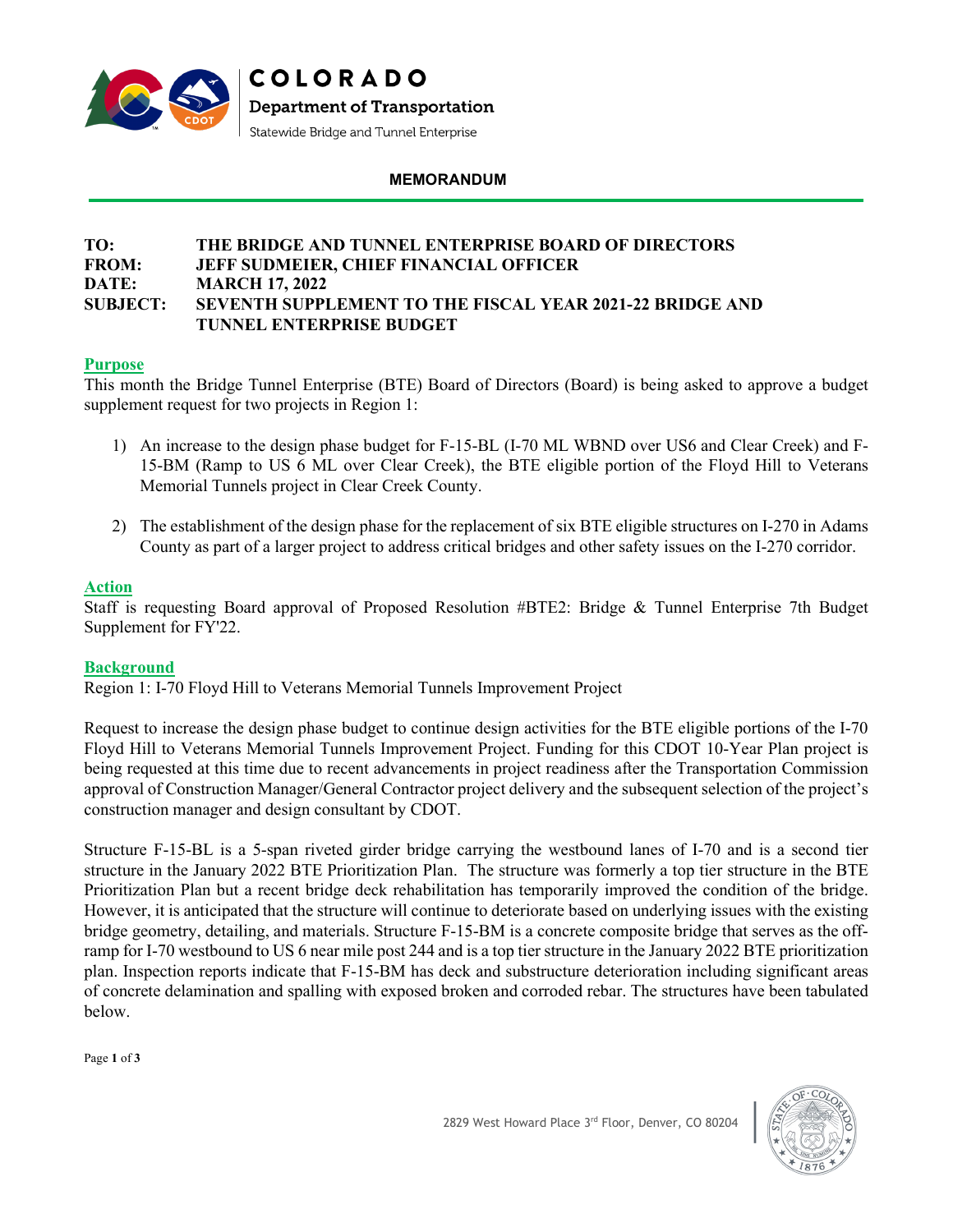COLORADO

Department of Transportation

Statewide Bridge and Tunnel Enterprise

**MEMORANDUM**

**TO:** THE BRIDGE AND TUNNEL ENTERPRISE BOARD OF DIRECTORS
**FROM:** JEFF SUDMEIER, CHIEF FINANCIAL OFFICER
**DATE:** MARCH 17, 2022
**SUBJECT:** SEVENTH SUPPLEMENT TO THE FISCAL YEAR 2021-22 BRIDGE AND TUNNEL ENTERPRISE BUDGET

## Purpose

This month the Bridge Tunnel Enterprise (BTE) Board of Directors (Board) is being asked to approve a budget supplement request for two projects in Region 1:

1) An increase to the design phase budget for F-15-BL (I-70 ML WBND over US6 and Clear Creek) and F-15-BM (Ramp to US 6 ML over Clear Creek), the BTE eligible portion of the Floyd Hill to Veterans Memorial Tunnels project in Clear Creek County.

2) The establishment of the design phase for the replacement of six BTE eligible structures on I-270 in Adams County as part of a larger project to address critical bridges and other safety issues on the I-270 corridor.

## Action

Staff is requesting Board approval of Proposed Resolution #BTE2: Bridge & Tunnel Enterprise 7th Budget Supplement for FY'22.

## Background

Region 1: I-70 Floyd Hill to Veterans Memorial Tunnels Improvement Project

Request to increase the design phase budget to continue design activities for the BTE eligible portions of the I-70 Floyd Hill to Veterans Memorial Tunnels Improvement Project. Funding for this CDOT 10-Year Plan project is being requested at this time due to recent advancements in project readiness after the Transportation Commission approval of Construction Manager/General Contractor project delivery and the subsequent selection of the project's construction manager and design consultant by CDOT.

Structure F-15-BL is a 5-span riveted girder bridge carrying the westbound lanes of I-70 and is a second tier structure in the January 2022 BTE Prioritization Plan. The structure was formerly a top tier structure in the BTE Prioritization Plan but a recent bridge deck rehabilitation has temporarily improved the condition of the bridge. However, it is anticipated that the structure will continue to deteriorate based on underlying issues with the existing bridge geometry, detailing, and materials. Structure F-15-BM is a concrete composite bridge that serves as the off-ramp for I-70 westbound to US 6 near mile post 244 and is a top tier structure in the January 2022 BTE prioritization plan. Inspection reports indicate that F-15-BM has deck and substructure deterioration including significant areas of concrete delamination and spalling with exposed broken and corroded rebar. The structures have been tabulated below.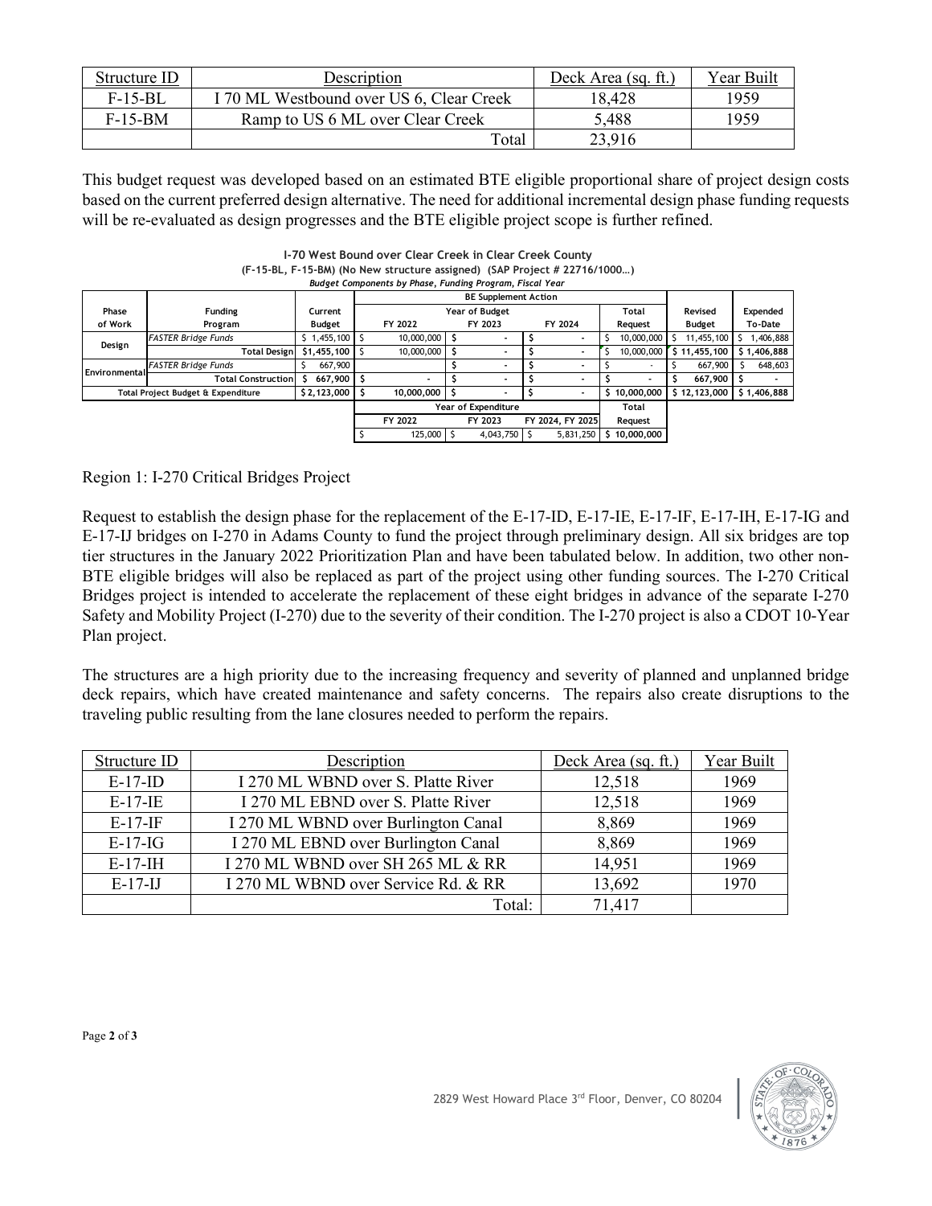| Structure ID | Description | Deck Area (sq. ft.) | Year Built |
|---|---|---|---|
| F-15-BL | I 70 ML Westbound over US 6, Clear Creek | 18,428 | 1959 |
| F-15-BM | Ramp to US 6 ML over Clear Creek | 5,488 | 1959 |
| | Total | 23,916 | |

This budget request was developed based on an estimated BTE eligible proportional share of project design costs based on the current preferred design alternative. The need for additional incremental design phase funding requests will be re-evaluated as design progresses and the BTE eligible project scope is further refined.

**I-70 West Bound over Clear Creek in Clear Creek County**
**(F-15-BL, F-15-BM) (No New structure assigned) (SAP Project # 22716/1000…)**
*Budget Components by Phase, Funding Program, Fiscal Year*

| Phase of Work | Funding Program | Current Budget | BE Supplement Action Year of Budget FY 2022 | FY 2023 | FY 2024 | Total Request | Revised Budget | Expended To-Date |
|---|---|---|---|---|---|---|---|---|
| Design | *FASTER Bridge Funds* | $ 1,455,100 | $ 10,000,000 | $ - | $ - | $ 10,000,000 | $ 11,455,100 | $ 1,406,888 |
| | **Total Design** | **$1,455,100** | $ 10,000,000 | $ - | $ - | $ 10,000,000 | **$ 11,455,100** | **$ 1,406,888** |
| Environmental | *FASTER Bridge Funds* | $ 667,900 | | $ - | $ - | $ - | $ 667,900 | $ 648,603 |
| | **Total Construction** | **$ 667,900** | $ - | $ - | $ - | $ - | **$ 667,900** | **$ -** |
| **Total Project Budget & Expenditure** | | **$ 2,123,000** | **$ 10,000,000** | **$ -** | **$ -** | **$ 10,000,000** | **$ 12,123,000** | **$ 1,406,888** |
| | | | **Year of Expenditure** FY 2022 | FY 2023 | FY 2024, FY 2025 | **Total Request** | | |
| | | | $ 125,000 | $ 4,043,750 | $ 5,831,250 | **$ 10,000,000** | | |

Region 1: I-270 Critical Bridges Project

Request to establish the design phase for the replacement of the E-17-ID, E-17-IE, E-17-IF, E-17-IH, E-17-IG and E-17-IJ bridges on I-270 in Adams County to fund the project through preliminary design. All six bridges are top tier structures in the January 2022 Prioritization Plan and have been tabulated below. In addition, two other non-BTE eligible bridges will also be replaced as part of the project using other funding sources. The I-270 Critical Bridges project is intended to accelerate the replacement of these eight bridges in advance of the separate I-270 Safety and Mobility Project (I-270) due to the severity of their condition. The I-270 project is also a CDOT 10-Year Plan project.

The structures are a high priority due to the increasing frequency and severity of planned and unplanned bridge deck repairs, which have created maintenance and safety concerns. The repairs also create disruptions to the traveling public resulting from the lane closures needed to perform the repairs.

| Structure ID | Description | Deck Area (sq. ft.) | Year Built |
|---|---|---|---|
| E-17-ID | I 270 ML WBND over S. Platte River | 12,518 | 1969 |
| E-17-IE | I 270 ML EBND over S. Platte River | 12,518 | 1969 |
| E-17-IF | I 270 ML WBND over Burlington Canal | 8,869 | 1969 |
| E-17-IG | I 270 ML EBND over Burlington Canal | 8,869 | 1969 |
| E-17-IH | I 270 ML WBND over SH 265 ML & RR | 14,951 | 1969 |
| E-17-IJ | I 270 ML WBND over Service Rd. & RR | 13,692 | 1970 |
| | Total: | 71,417 | |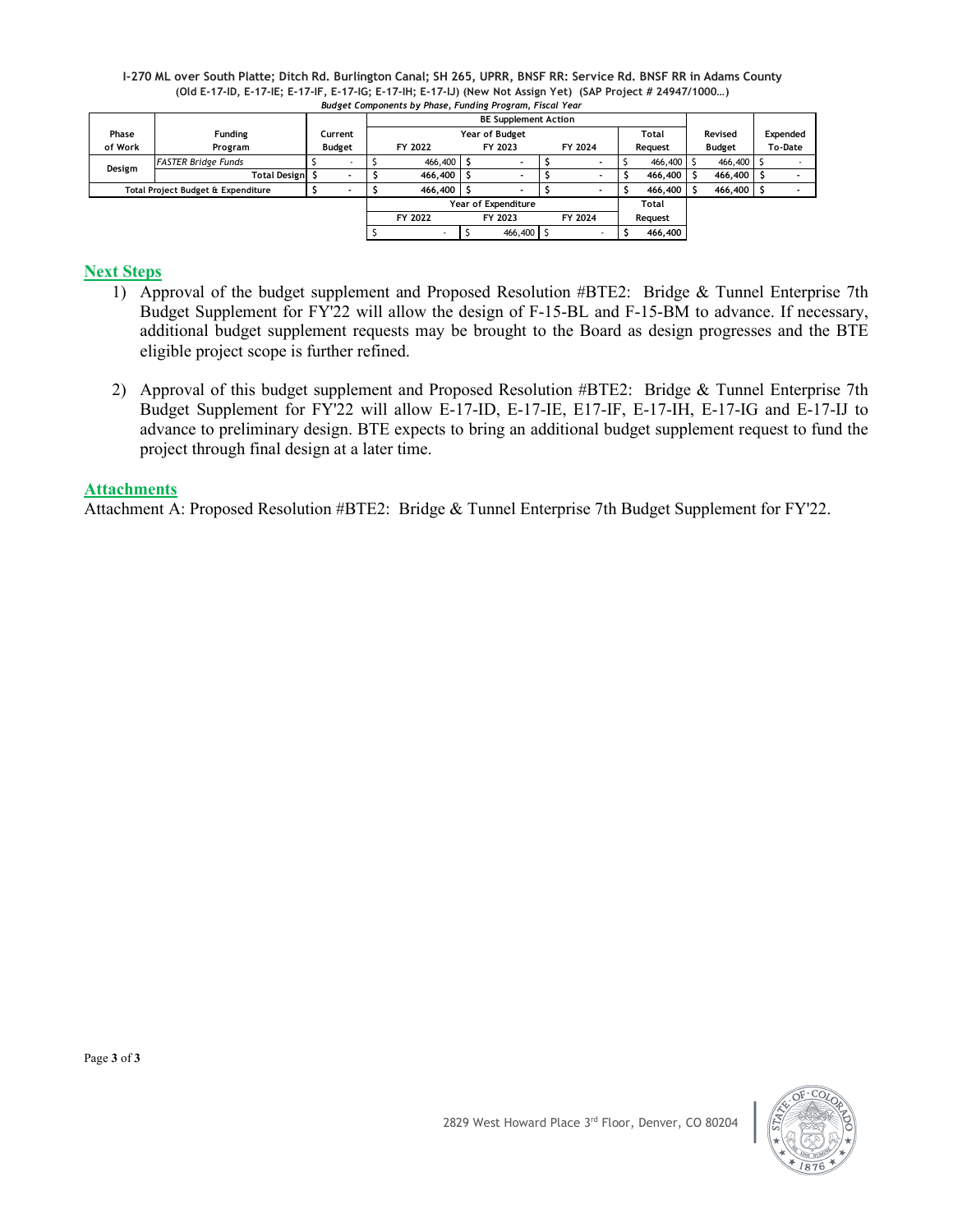**I-270 ML over South Platte; Ditch Rd. Burlington Canal; SH 265, UPRR, BNSF RR: Service Rd. BNSF RR in Adams County**
**(Old E-17-ID, E-17-IE; E-17-IF, E-17-IG; E-17-IH; E-17-IJ) (New Not Assign Yet) (SAP Project # 24947/1000…)**
*Budget Components by Phase, Funding Program, Fiscal Year*

| Phase of Work | Funding Program | Current Budget | BE Supplement Action | | | | Revised Budget | Expended To-Date |
|---|---|---|---|---|---|---|---|---|
| | | | Year of Budget | | | Total Request | | |
| | | | FY 2022 | FY 2023 | FY 2024 | | | |
| Desigm | *FASTER Bridge Funds* | $ - | $ 466,400 | $ - | $ - | $ 466,400 | $ 466,400 | $ - |
| | Total Design | $ - | $ 466,400 | $ - | $ - | $ 466,400 | $ 466,400 | $ - |
| Total Project Budget & Expenditure | | $ - | $ 466,400 | $ - | $ - | $ 466,400 | $ 466,400 | $ - |
| | | | Year of Expenditure | | | Total Request | | |
| | | | FY 2022 | FY 2023 | FY 2024 | | | |
| | | | $ - | $ 466,400 | $ - | $ 466,400 | | |

## Next Steps

1) Approval of the budget supplement and Proposed Resolution #BTE2: Bridge & Tunnel Enterprise 7th Budget Supplement for FY'22 will allow the design of F-15-BL and F-15-BM to advance. If necessary, additional budget supplement requests may be brought to the Board as design progresses and the BTE eligible project scope is further refined.

2) Approval of this budget supplement and Proposed Resolution #BTE2: Bridge & Tunnel Enterprise 7th Budget Supplement for FY'22 will allow E-17-ID, E-17-IE, E17-IF, E-17-IH, E-17-IG and E-17-IJ to advance to preliminary design. BTE expects to bring an additional budget supplement request to fund the project through final design at a later time.

## Attachments

Attachment A: Proposed Resolution #BTE2: Bridge & Tunnel Enterprise 7th Budget Supplement for FY'22.